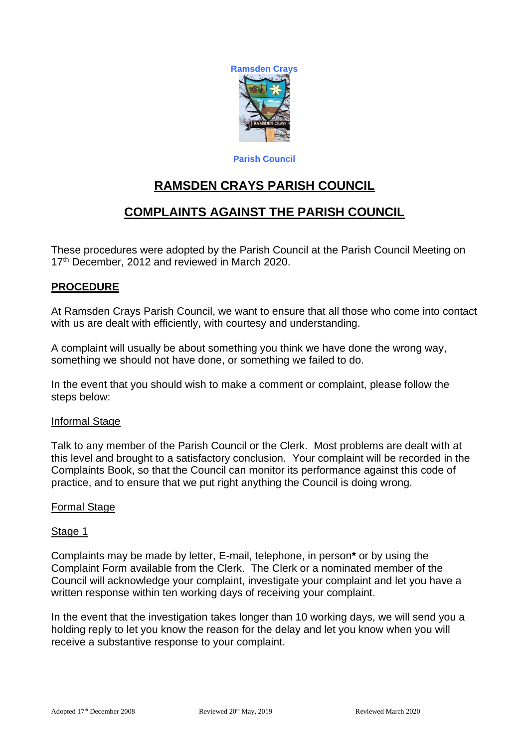Ramsden Crays

Parish Council

# RAMSDEN CRAYS PARISH COUNCIL

# COMPLAINTS AGAINST THE PARISH COUNCIL

These procedures were adopted by the Parish Council at the Parish Council Meeting on 17th December, 2012 and reviewed in March 2020.

## PROCEDURE

At Ramsden Crays Parish Council, we want to ensure that all those who come into contact with us are dealt with efficiently, with courtesy and understanding.

A complaint will usually be about something you think we have done the wrong way, something we should not have done, or something we failed to do.

In the event that you should wish to make a comment or complaint, please follow the steps below:

### Informal Stage

Talk to any member of the Parish Council or the Clerk. Most problems are dealt with at this level and brought to a satisfactory conclusion. Your complaint will be recorded in the Complaints Book, so that the Council can monitor its performance against this code of practice, and to ensure that we put right anything the Council is doing wrong.

### Formal Stage

#### Stage 1

Complaints may be made by letter, E-mail, telephone, in person**\*** or by using the Complaint Form available from the Clerk. The Clerk or a nominated member of the Council will acknowledge your complaint, investigate your complaint and let you have a written response within ten working days of receiving your complaint.

In the event that the investigation takes longer than 10 working days, we will send you a holding reply to let you know the reason for the delay and let you know when you will receive a substantive response to your complaint.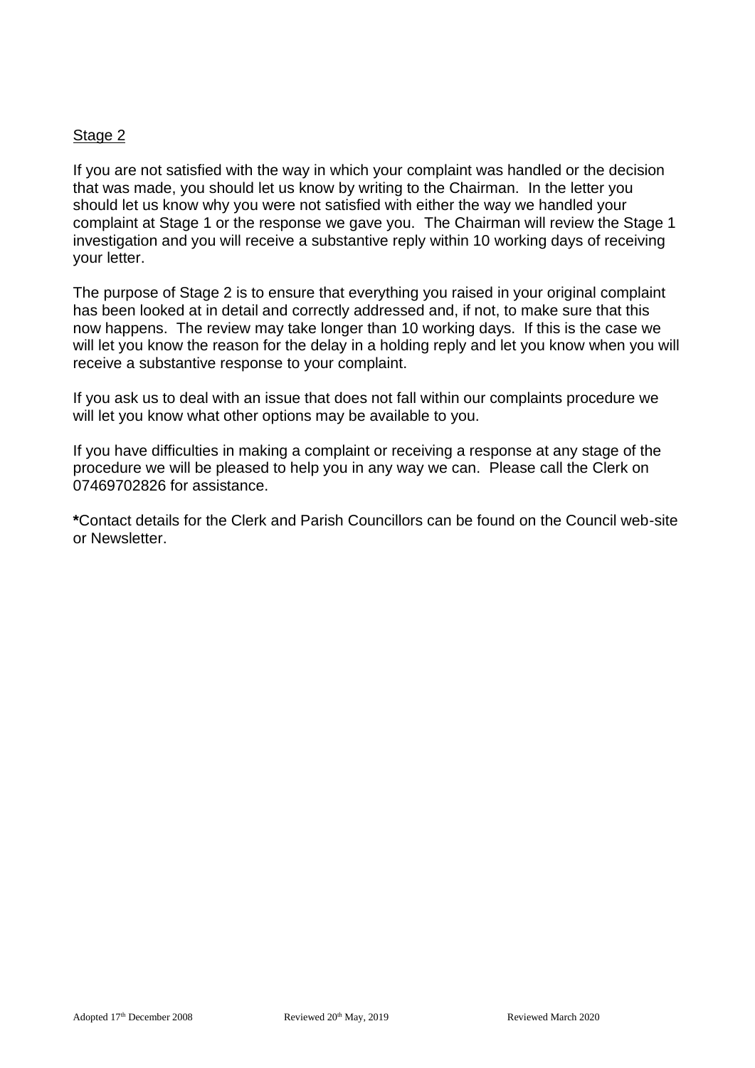Stage 2

If you are not satisfied with the way in which your complaint was handled or the decision that was made, you should let us know by writing to the Chairman. In the letter you should let us know why you were not satisfied with either the way we handled your complaint at Stage 1 or the response we gave you. The Chairman will review the Stage 1 investigation and you will receive a substantive reply within 10 working days of receiving your letter.

The purpose of Stage 2 is to ensure that everything you raised in your original complaint has been looked at in detail and correctly addressed and, if not, to make sure that this now happens. The review may take longer than 10 working days. If this is the case we will let you know the reason for the delay in a holding reply and let you know when you will receive a substantive response to your complaint.

If you ask us to deal with an issue that does not fall within our complaints procedure we will let you know what other options may be available to you.

If you have difficulties in making a complaint or receiving a response at any stage of the procedure we will be pleased to help you in any way we can. Please call the Clerk on 07469702826 for assistance.

**\***Contact details for the Clerk and Parish Councillors can be found on the Council web-site or Newsletter.

Adopted 17th December 2008 Reviewed 20th May, 2019 Reviewed March 2020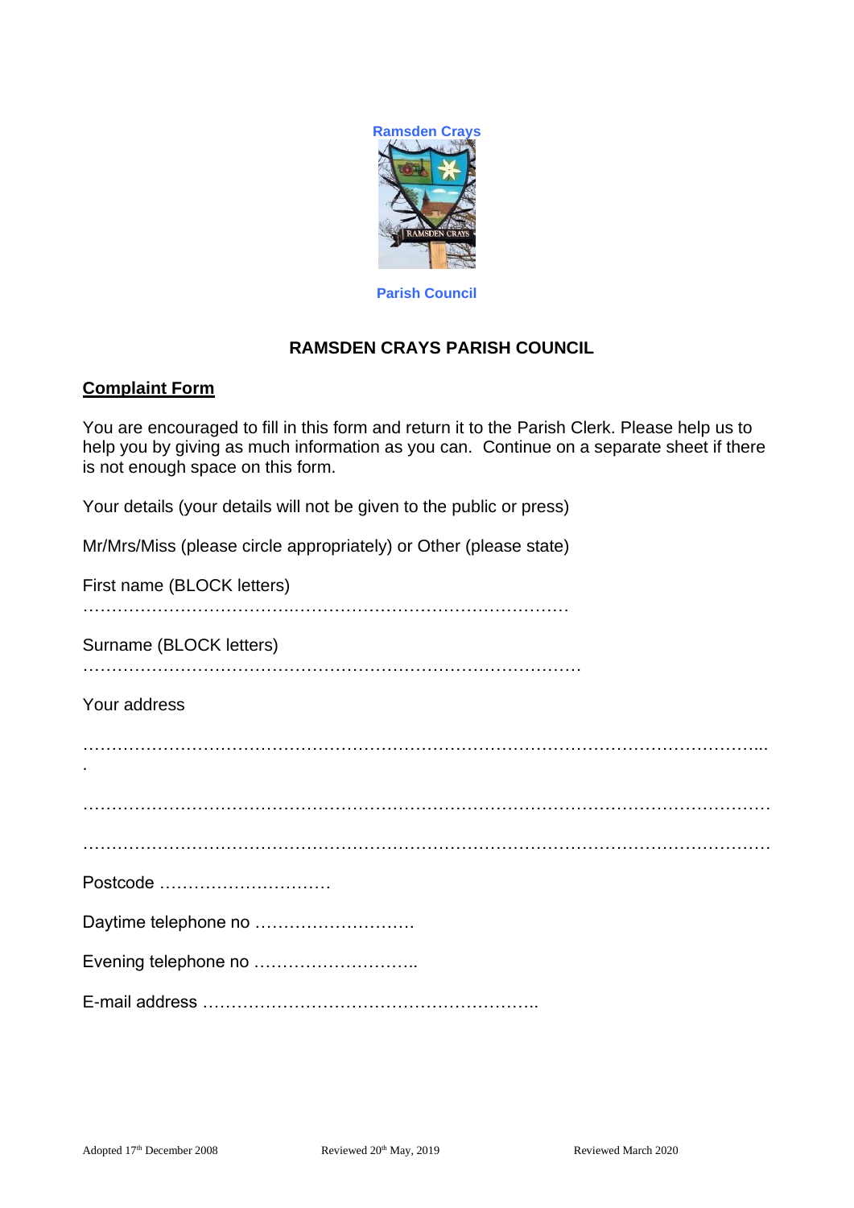Ramsden Crays

Parish Council

## RAMSDEN CRAYS PARISH COUNCIL

**Complaint Form**

You are encouraged to fill in this form and return it to the Parish Clerk. Please help us to help you by giving as much information as you can. Continue on a separate sheet if there is not enough space on this form.

Your details (your details will not be given to the public or press)

Mr/Mrs/Miss (please circle appropriately) or Other (please state)

First name (BLOCK letters)
…………………………….…………………………………………

Surname (BLOCK letters)
……………………………………………………………………………

Your address

…………………………………………………………………………………………………...
.

……………………………………………………………………………………………………

……………………………………………………………………………………………………

Postcode …………………………

Daytime telephone no ……………………….

Evening telephone no ………………………..

E-mail address …………………………………………………..

Adopted 17th December 2008 Reviewed 20th May, 2019 Reviewed March 2020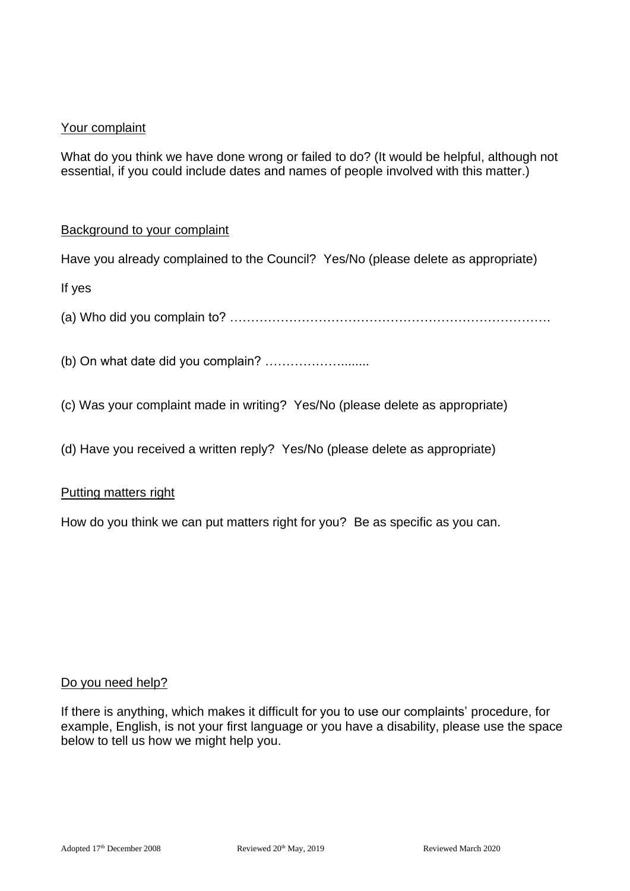Your complaint

What do you think we have done wrong or failed to do? (It would be helpful, although not essential, if you could include dates and names of people involved with this matter.)

Background to your complaint

Have you already complained to the Council? Yes/No (please delete as appropriate)

If yes

(a) Who did you complain to? ………………………………………………………………….

(b) On what date did you complain? …………………........

(c) Was your complaint made in writing? Yes/No (please delete as appropriate)

(d) Have you received a written reply? Yes/No (please delete as appropriate)

Putting matters right

How do you think we can put matters right for you? Be as specific as you can.

Do you need help?

If there is anything, which makes it difficult for you to use our complaints' procedure, for example, English, is not your first language or you have a disability, please use the space below to tell us how we might help you.

Adopted 17th December 2008 Reviewed 20th May, 2019 Reviewed March 2020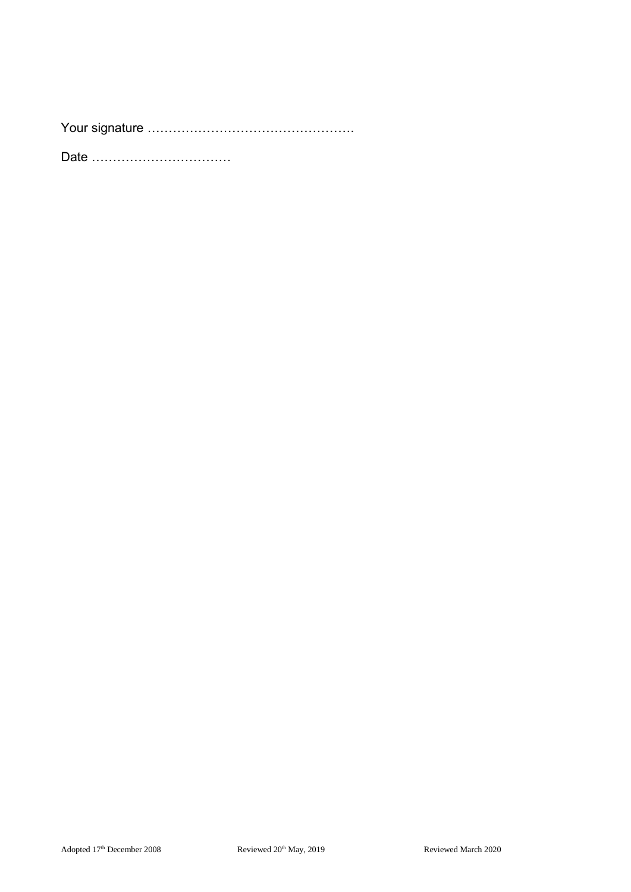Your signature ………………………………………….

Date ……………………………